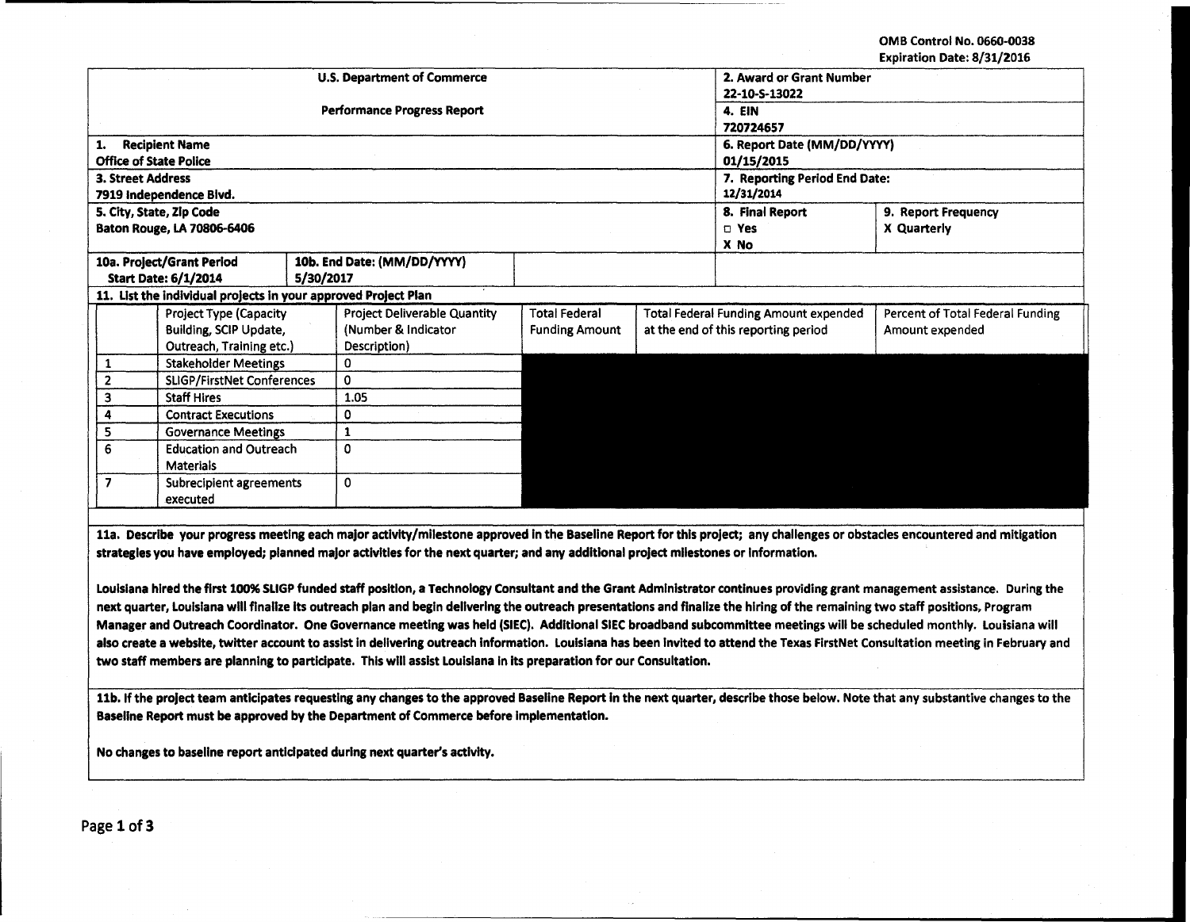OMB Control No. 0660-0038
Expiration Date: 8/31/2016

| | | |
|---|---|---|
| U.S. Department of Commerce<br><br>Performance Progress Report | 2. Award or Grant Number<br>22-10-S-13022 | |
| | 4. EIN<br>720724657 | |
| 1. Recipient Name<br>Office of State Police | 6. Report Date (MM/DD/YYYY)<br>01/15/2015 | |
| 3. Street Address<br>7919 Independence Blvd. | 7. Reporting Period End Date:<br>12/31/2014 | |
| 5. City, State, Zip Code<br>Baton Rouge, LA 70806-6406 | 8. Final Report<br>□ Yes<br>X No | 9. Report Frequency<br>X Quarterly |
| 10a. Project/Grant Period Start Date: 6/1/2014 | 10b. End Date: (MM/DD/YYYY)<br>5/30/2017 | |

**11. List the individual projects in your approved Project Plan**

| | Project Type (Capacity Building, SCIP Update, Outreach, Training etc.) | Project Deliverable Quantity (Number & Indicator Description) | Total Federal Funding Amount | Total Federal Funding Amount expended at the end of this reporting period | Percent of Total Federal Funding Amount expended |
|---|---|---|---|---|---|
| 1 | Stakeholder Meetings | 0 | | | |
| 2 | SLIGP/FirstNet Conferences | 0 | | | |
| 3 | Staff Hires | 1.05 | | | |
| 4 | Contract Executions | 0 | | | |
| 5 | Governance Meetings | 1 | | | |
| 6 | Education and Outreach Materials | 0 | | | |
| 7 | Subrecipient agreements executed | 0 | | | |

**11a. Describe your progress meeting each major activity/milestone approved in the Baseline Report for this project; any challenges or obstacles encountered and mitigation strategies you have employed; planned major activities for the next quarter; and any additional project milestones or information.**

**Louisiana hired the first 100% SLIGP funded staff position, a Technology Consultant and the Grant Administrator continues providing grant management assistance. During the next quarter, Louisiana will finalize its outreach plan and begin delivering the outreach presentations and finalize the hiring of the remaining two staff positions, Program Manager and Outreach Coordinator. One Governance meeting was held (SIEC). Additional SIEC broadband subcommittee meetings will be scheduled monthly. Louisiana will also create a website, twitter account to assist in delivering outreach information. Louisiana has been invited to attend the Texas FirstNet Consultation meeting in February and two staff members are planning to participate. This will assist Louisiana in its preparation for our Consultation.**

**11b. If the project team anticipates requesting any changes to the approved Baseline Report in the next quarter, describe those below. Note that any substantive changes to the Baseline Report must be approved by the Department of Commerce before implementation.**

**No changes to baseline report anticipated during next quarter's activity.**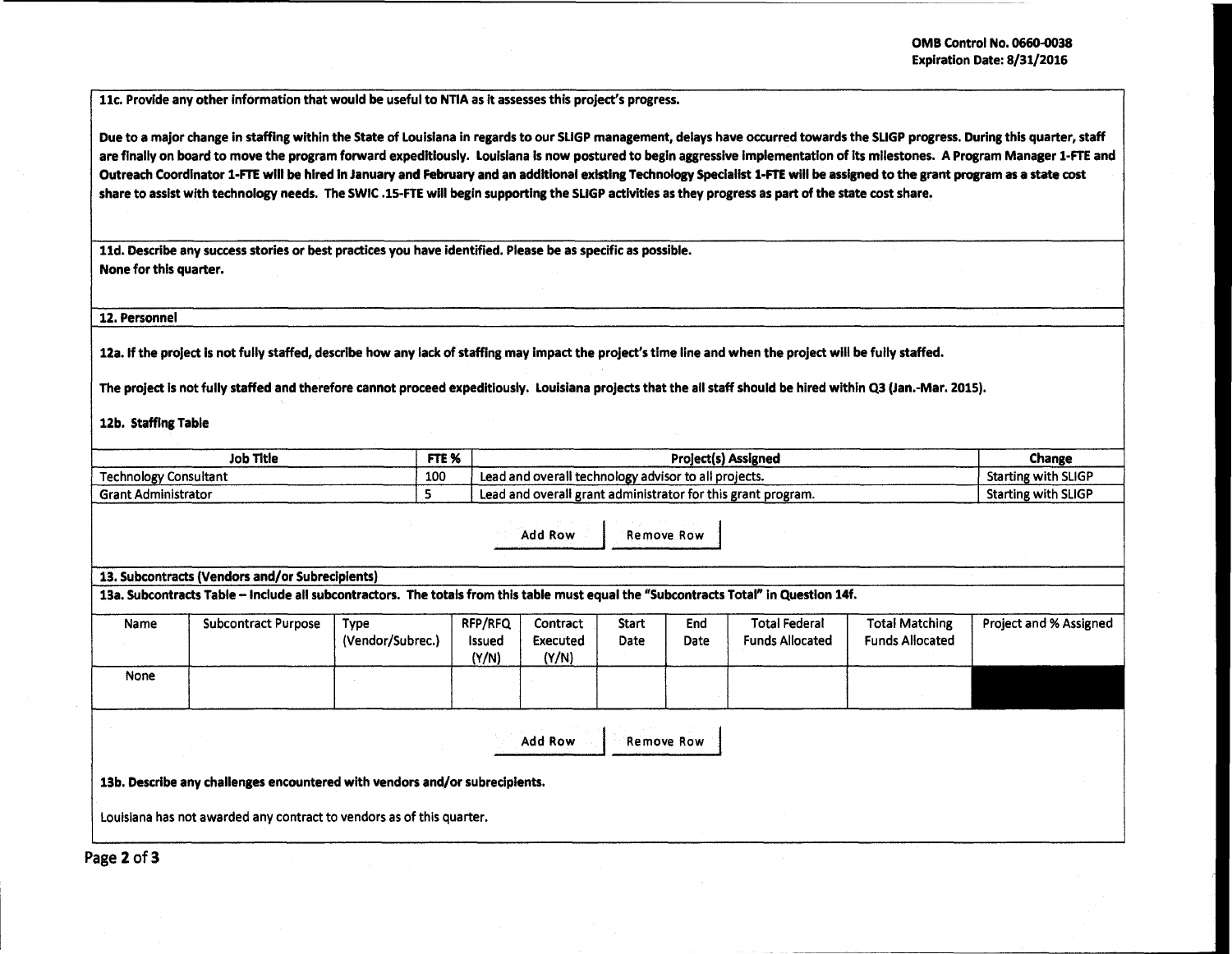**11c. Provide any other information that would be useful to NTIA as it assesses this project's progress.**

**Due to a major change in staffing within the State of Louisiana in regards to our SLIGP management, delays have occurred towards the SLIGP progress. During this quarter, staff are finally on board to move the program forward expeditiously. Louisiana is now postured to begin aggressive implementation of its milestones. A Program Manager 1-FTE and Outreach Coordinator 1-FTE will be hired in January and February and an additional existing Technology Specialist 1-FTE will be assigned to the grant program as a state cost share to assist with technology needs. The SWIC .15-FTE will begin supporting the SLIGP activities as they progress as part of the state cost share.**

**11d. Describe any success stories or best practices you have identified. Please be as specific as possible.**

**None for this quarter.**

**12. Personnel**

**12a. If the project is not fully staffed, describe how any lack of staffing may impact the project's time line and when the project will be fully staffed.**

**The project is not fully staffed and therefore cannot proceed expeditiously. Louisiana projects that the all staff should be hired within Q3 (Jan.-Mar. 2015).**

**12b. Staffing Table**

| Job Title | FTE % | Project(s) Assigned | Change |
|---|---|---|---|
| Technology Consultant | 100 | Lead and overall technology advisor to all projects. | Starting with SLIGP |
| Grant Administrator | 5 | Lead and overall grant administrator for this grant program. | Starting with SLIGP |

Add Row | Remove Row

**13. Subcontracts (Vendors and/or Subrecipients)**

**13a. Subcontracts Table – Include all subcontractors. The totals from this table must equal the "Subcontracts Total" in Question 14f.**

| Name | Subcontract Purpose | Type (Vendor/Subrec.) | RFP/RFQ Issued (Y/N) | Contract Executed (Y/N) | Start Date | End Date | Total Federal Funds Allocated | Total Matching Funds Allocated | Project and % Assigned |
|---|---|---|---|---|---|---|---|---|---|
| None | | | | | | | | | |

Add Row | Remove Row

**13b. Describe any challenges encountered with vendors and/or subrecipients.**

Louisiana has not awarded any contract to vendors as of this quarter.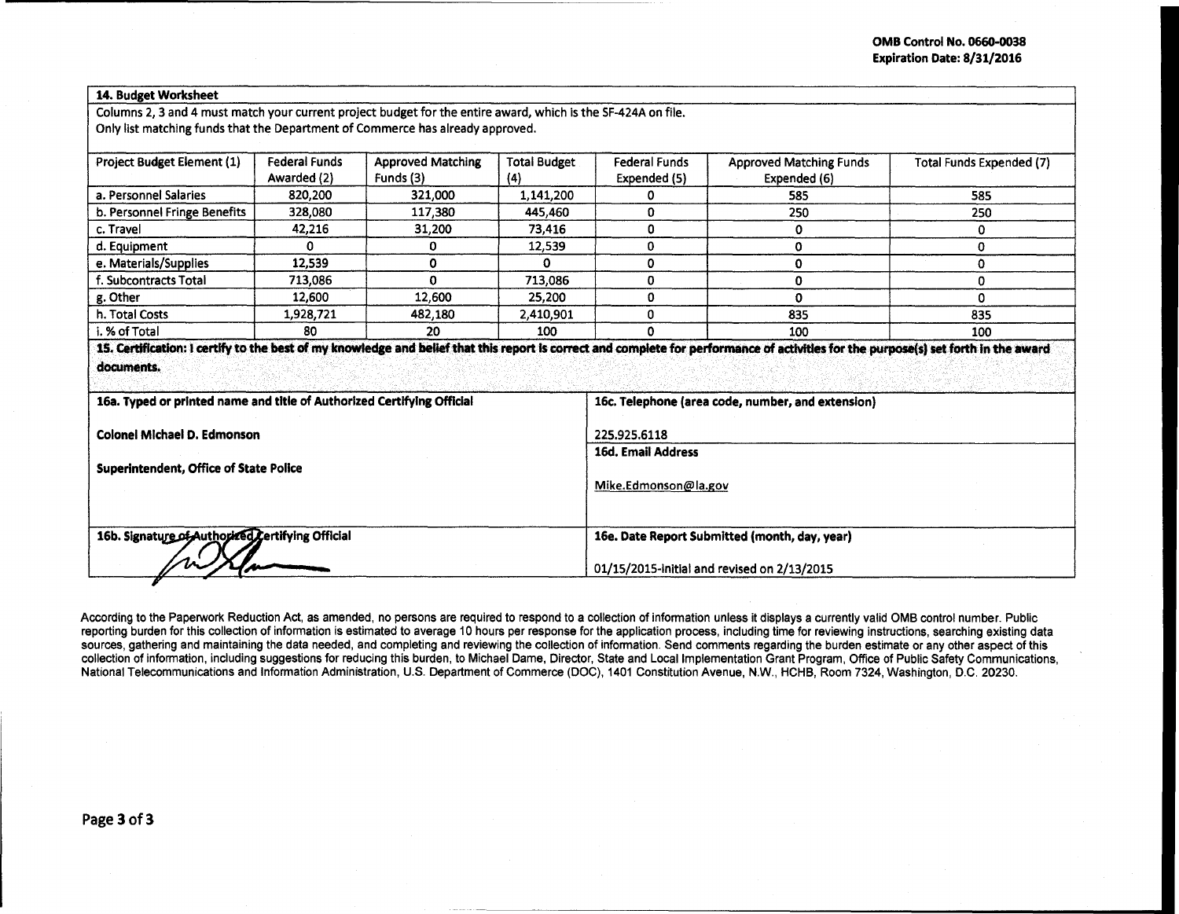**OMB Control No. 0660-0038**
**Expiration Date: 8/31/2016**

**14. Budget Worksheet**

Columns 2, 3 and 4 must match your current project budget for the entire award, which is the SF-424A on file.
Only list matching funds that the Department of Commerce has already approved.

| Project Budget Element (1) | Federal Funds Awarded (2) | Approved Matching Funds (3) | Total Budget (4) | Federal Funds Expended (5) | Approved Matching Funds Expended (6) | Total Funds Expended (7) |
|---|---|---|---|---|---|---|
| a. Personnel Salaries | 820,200 | 321,000 | 1,141,200 | 0 | 585 | 585 |
| b. Personnel Fringe Benefits | 328,080 | 117,380 | 445,460 | 0 | 250 | 250 |
| c. Travel | 42,216 | 31,200 | 73,416 | 0 | 0 | 0 |
| d. Equipment | 0 | 0 | 12,539 | 0 | 0 | 0 |
| e. Materials/Supplies | 12,539 | 0 | 0 | 0 | 0 | 0 |
| f. Subcontracts Total | 713,086 | 0 | 713,086 | 0 | 0 | 0 |
| g. Other | 12,600 | 12,600 | 25,200 | 0 | 0 | 0 |
| h. Total Costs | 1,928,721 | 482,180 | 2,410,901 | 0 | 835 | 835 |
| i. % of Total | 80 | 20 | 100 | 0 | 100 | 100 |

**15. Certification: I certify to the best of my knowledge and belief that this report is correct and complete for performance of activities for the purpose(s) set forth in the award documents.**

**16a. Typed or printed name and title of Authorized Certifying Official**

**Colonel Michael D. Edmonson**

**Superintendent, Office of State Police**

**16c. Telephone (area code, number, and extension)**

225.925.6118

**16d. Email Address**

Mike.Edmonson@la.gov

**16b. Signature of Authorized Certifying Official**

**16e. Date Report Submitted (month, day, year)**

01/15/2015-initial and revised on 2/13/2015

According to the Paperwork Reduction Act, as amended, no persons are required to respond to a collection of information unless it displays a currently valid OMB control number. Public reporting burden for this collection of information is estimated to average 10 hours per response for the application process, including time for reviewing instructions, searching existing data sources, gathering and maintaining the data needed, and completing and reviewing the collection of information. Send comments regarding the burden estimate or any other aspect of this collection of information, including suggestions for reducing this burden, to Michael Dame, Director, State and Local Implementation Grant Program, Office of Public Safety Communications, National Telecommunications and Information Administration, U.S. Department of Commerce (DOC), 1401 Constitution Avenue, N.W., HCHB, Room 7324, Washington, D.C. 20230.